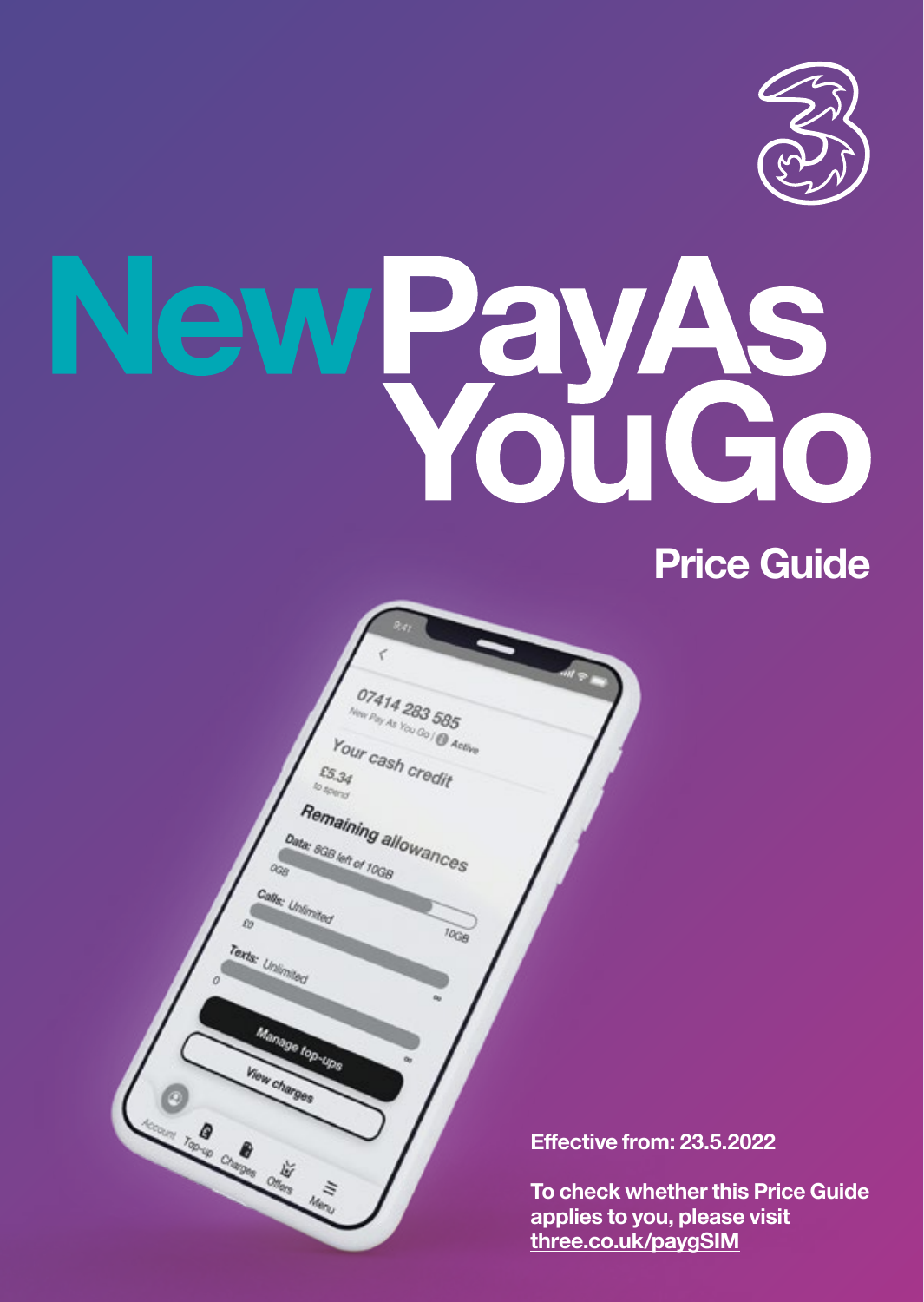# New Pay As You Go

## Price Guide

**Effective from: 23.5.2022**

**To check whether this Price Guide applies to you, please visit three.co.uk/paygSIM**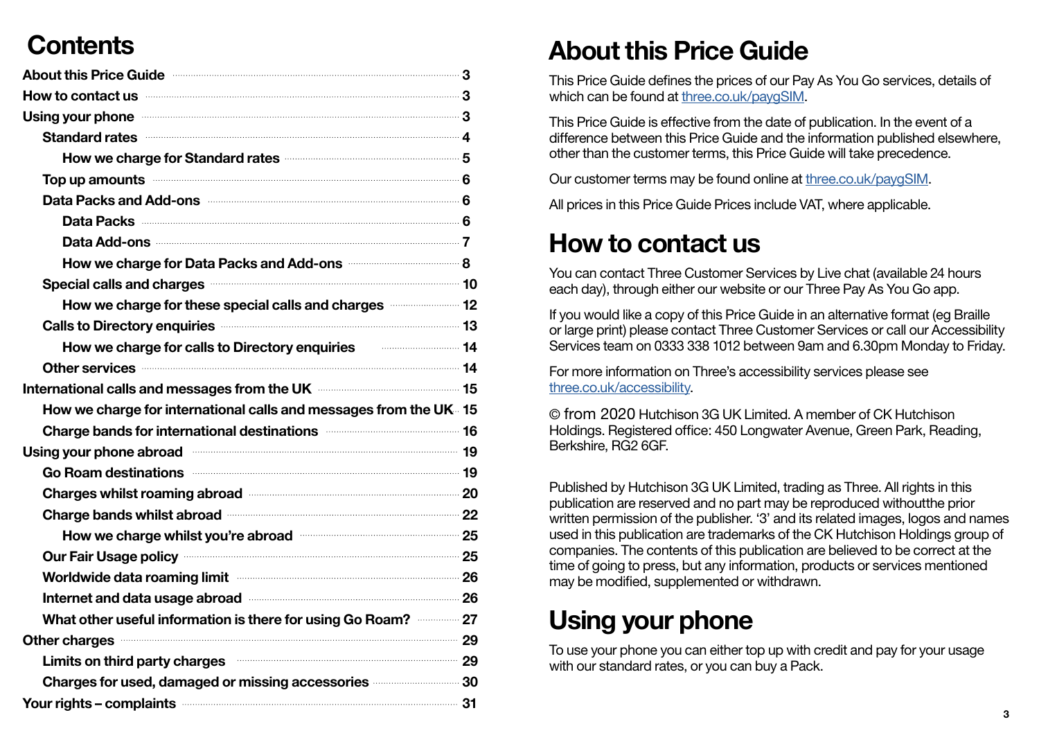# Contents

- About this Price Guide ... 3
- How to contact us ... 3
- Using your phone ... 3
  - Standard rates ... 4
    - How we charge for Standard rates ... 5
  - Top up amounts ... 6
  - Data Packs and Add-ons ... 6
    - Data Packs ... 6
    - Data Add-ons ... 7
    - How we charge for Data Packs and Add-ons ... 8
  - Special calls and charges ... 10
    - How we charge for these special calls and charges ... 12
  - Calls to Directory enquiries ... 13
    - How we charge for calls to Directory enquiries ... 14
  - Other services ... 14
- International calls and messages from the UK ... 15
  - How we charge for international calls and messages from the UK ... 15
  - Charge bands for international destinations ... 16
- Using your phone abroad ... 19
  - Go Roam destinations ... 19
  - Charges whilst roaming abroad ... 20
  - Charge bands whilst abroad ... 22
    - How we charge whilst you're abroad ... 25
  - Our Fair Usage policy ... 25
  - Worldwide data roaming limit ... 26
  - Internet and data usage abroad ... 26
  - What other useful information is there for using Go Roam? ... 27
- Other charges ... 29
  - Limits on third party charges ... 29
  - Charges for used, damaged or missing accessories ... 30
- Your rights – complaints ... 31

# About this Price Guide

This Price Guide defines the prices of our Pay As You Go services, details of which can be found at three.co.uk/paygSIM.

This Price Guide is effective from the date of publication. In the event of a difference between this Price Guide and the information published elsewhere, other than the customer terms, this Price Guide will take precedence.

Our customer terms may be found online at three.co.uk/paygSIM.

All prices in this Price Guide Prices include VAT, where applicable.

# How to contact us

You can contact Three Customer Services by Live chat (available 24 hours each day), through either our website or our Three Pay As You Go app.

If you would like a copy of this Price Guide in an alternative format (eg Braille or large print) please contact Three Customer Services or call our Accessibility Services team on 0333 338 1012 between 9am and 6.30pm Monday to Friday.

For more information on Three's accessibility services please see three.co.uk/accessibility.

© from 2020 Hutchison 3G UK Limited. A member of CK Hutchison Holdings. Registered office: 450 Longwater Avenue, Green Park, Reading, Berkshire, RG2 6GF.

Published by Hutchison 3G UK Limited, trading as Three. All rights in this publication are reserved and no part may be reproduced withoutthe prior written permission of the publisher. '3' and its related images, logos and names used in this publication are trademarks of the CK Hutchison Holdings group of companies. The contents of this publication are believed to be correct at the time of going to press, but any information, products or services mentioned may be modified, supplemented or withdrawn.

# Using your phone

To use your phone you can either top up with credit and pay for your usage with our standard rates, or you can buy a Pack.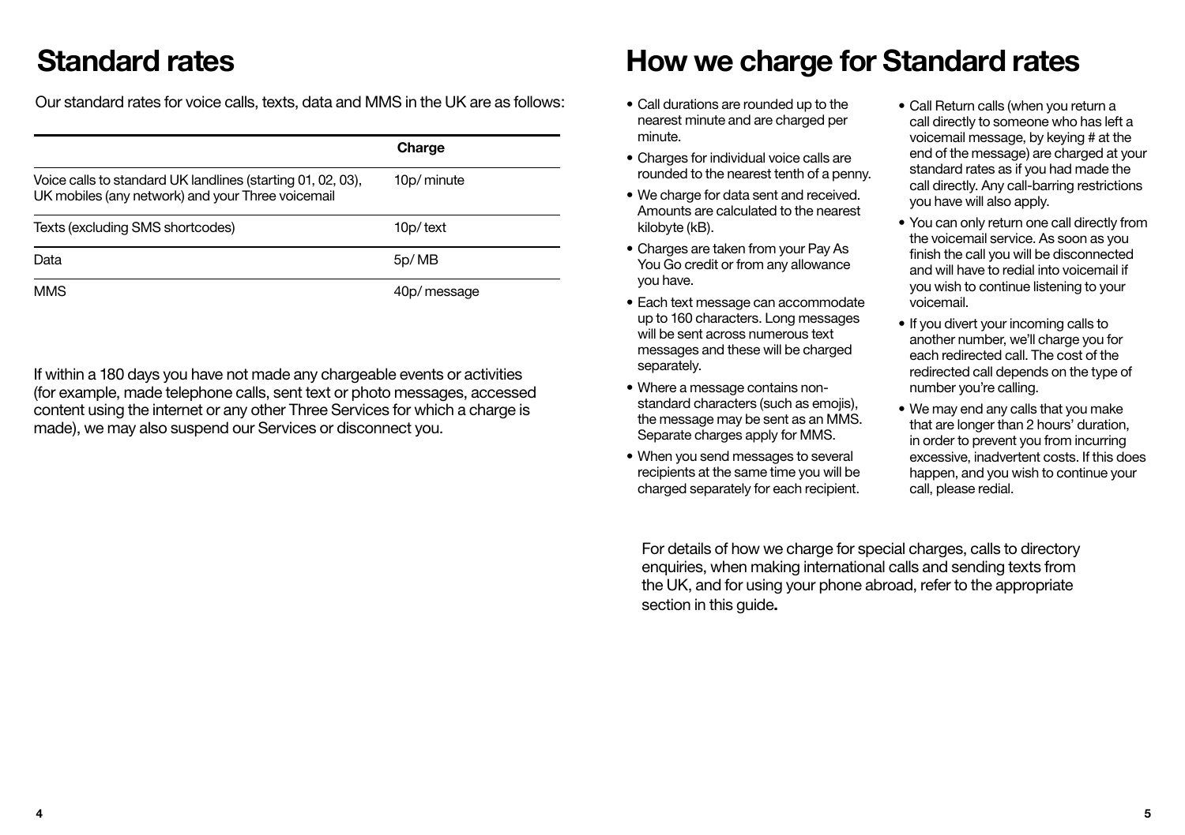# Standard rates

Our standard rates for voice calls, texts, data and MMS in the UK are as follows:

| | Charge |
|---|---|
| Voice calls to standard UK landlines (starting 01, 02, 03), UK mobiles (any network) and your Three voicemail | 10p/ minute |
| Texts (excluding SMS shortcodes) | 10p/ text |
| Data | 5p/ MB |
| MMS | 40p/ message |

If within a 180 days you have not made any chargeable events or activities (for example, made telephone calls, sent text or photo messages, accessed content using the internet or any other Three Services for which a charge is made), we may also suspend our Services or disconnect you.

# How we charge for Standard rates

- Call durations are rounded up to the nearest minute and are charged per minute.
- Charges for individual voice calls are rounded to the nearest tenth of a penny.
- We charge for data sent and received. Amounts are calculated to the nearest kilobyte (kB).
- Charges are taken from your Pay As You Go credit or from any allowance you have.
- Each text message can accommodate up to 160 characters. Long messages will be sent across numerous text messages and these will be charged separately.
- Where a message contains non-standard characters (such as emojis), the message may be sent as an MMS. Separate charges apply for MMS.
- When you send messages to several recipients at the same time you will be charged separately for each recipient.
- Call Return calls (when you return a call directly to someone who has left a voicemail message, by keying # at the end of the message) are charged at your standard rates as if you had made the call directly. Any call-barring restrictions you have will also apply.
- You can only return one call directly from the voicemail service. As soon as you finish the call you will be disconnected and will have to redial into voicemail if you wish to continue listening to your voicemail.
- If you divert your incoming calls to another number, we'll charge you for each redirected call. The cost of the redirected call depends on the type of number you're calling.
- We may end any calls that you make that are longer than 2 hours' duration, in order to prevent you from incurring excessive, inadvertent costs. If this does happen, and you wish to continue your call, please redial.

For details of how we charge for special charges, calls to directory enquiries, when making international calls and sending texts from the UK, and for using your phone abroad, refer to the appropriate section in this guide**.**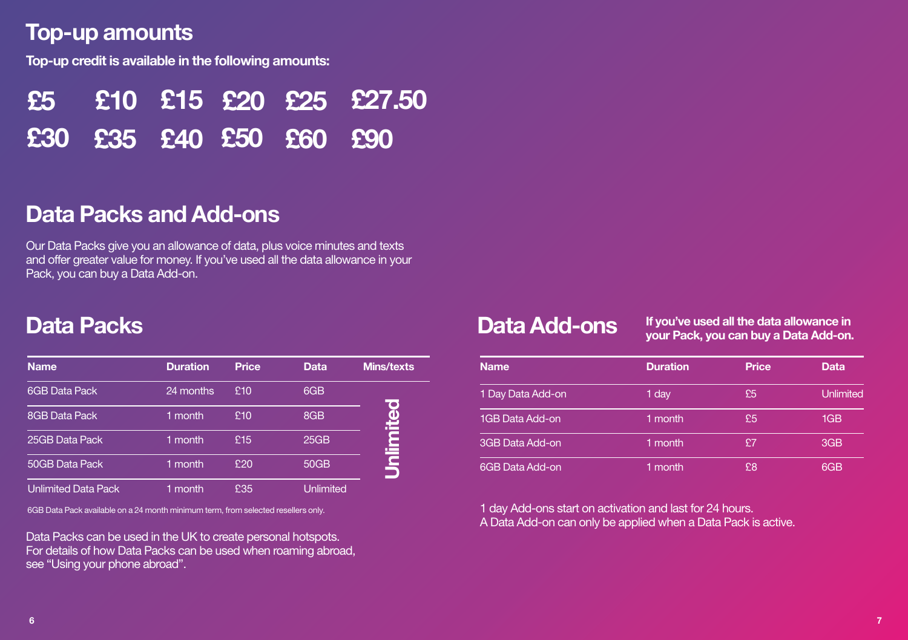## Top-up amounts

**Top-up credit is available in the following amounts:**

**£5 £10 £15 £20 £25 £27.50**
**£30 £35 £40 £50 £60 £90**

## Data Packs and Add-ons

Our Data Packs give you an allowance of data, plus voice minutes and texts and offer greater value for money. If you've used all the data allowance in your Pack, you can buy a Data Add-on.

### Data Packs

| Name | Duration | Price | Data | Mins/texts |
|---|---|---|---|---|
| 6GB Data Pack | 24 months | £10 | 6GB | Unlimited |
| 8GB Data Pack | 1 month | £10 | 8GB | Unlimited |
| 25GB Data Pack | 1 month | £15 | 25GB | Unlimited |
| 50GB Data Pack | 1 month | £20 | 50GB | Unlimited |
| Unlimited Data Pack | 1 month | £35 | Unlimited | Unlimited |

6GB Data Pack available on a 24 month minimum term, from selected resellers only.

Data Packs can be used in the UK to create personal hotspots. For details of how Data Packs can be used when roaming abroad, see "Using your phone abroad".

### Data Add-ons

**If you've used all the data allowance in your Pack, you can buy a Data Add-on.**

| Name | Duration | Price | Data |
|---|---|---|---|
| 1 Day Data Add-on | 1 day | £5 | Unlimited |
| 1GB Data Add-on | 1 month | £5 | 1GB |
| 3GB Data Add-on | 1 month | £7 | 3GB |
| 6GB Data Add-on | 1 month | £8 | 6GB |

1 day Add-ons start on activation and last for 24 hours.
A Data Add-on can only be applied when a Data Pack is active.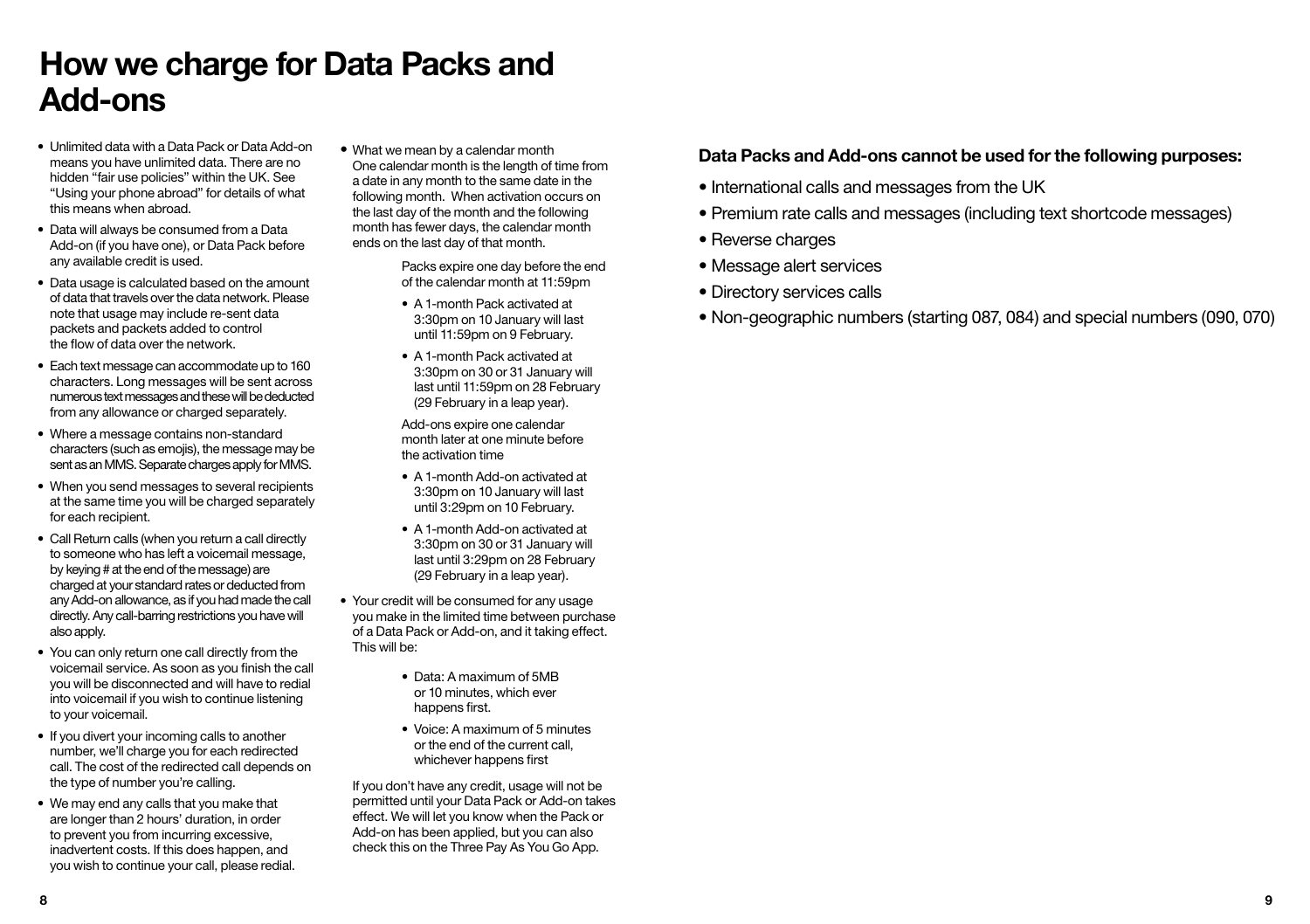# How we charge for Data Packs and Add-ons

- Unlimited data with a Data Pack or Data Add-on means you have unlimited data. There are no hidden "fair use policies" within the UK. See "Using your phone abroad" for details of what this means when abroad.
- Data will always be consumed from a Data Add-on (if you have one), or Data Pack before any available credit is used.
- Data usage is calculated based on the amount of data that travels over the data network. Please note that usage may include re-sent data packets and packets added to control the flow of data over the network.
- Each text message can accommodate up to 160 characters. Long messages will be sent across numerous text messages and these will be deducted from any allowance or charged separately.
- Where a message contains non-standard characters (such as emojis), the message may be sent as an MMS. Separate charges apply for MMS.
- When you send messages to several recipients at the same time you will be charged separately for each recipient.
- Call Return calls (when you return a call directly to someone who has left a voicemail message, by keying # at the end of the message) are charged at your standard rates or deducted from any Add-on allowance, as if you had made the call directly. Any call-barring restrictions you have will also apply.
- You can only return one call directly from the voicemail service. As soon as you finish the call you will be disconnected and will have to redial into voicemail if you wish to continue listening to your voicemail.
- If you divert your incoming calls to another number, we'll charge you for each redirected call. The cost of the redirected call depends on the type of number you're calling.
- We may end any calls that you make that are longer than 2 hours' duration, in order to prevent you from incurring excessive, inadvertent costs. If this does happen, and you wish to continue your call, please redial.
- What we mean by a calendar month
  One calendar month is the length of time from a date in any month to the same date in the following month. When activation occurs on the last day of the month and the following month has fewer days, the calendar month ends on the last day of that month.

  Packs expire one day before the end of the calendar month at 11:59pm

  - A 1-month Pack activated at 3:30pm on 10 January will last until 11:59pm on 9 February.
  - A 1-month Pack activated at 3:30pm on 30 or 31 January will last until 11:59pm on 28 February (29 February in a leap year).

  Add-ons expire one calendar month later at one minute before the activation time

  - A 1-month Add-on activated at 3:30pm on 10 January will last until 3:29pm on 10 February.
  - A 1-month Add-on activated at 3:30pm on 30 or 31 January will last until 3:29pm on 28 February (29 February in a leap year).
- Your credit will be consumed for any usage you make in the limited time between purchase of a Data Pack or Add-on, and it taking effect. This will be:
  - Data: A maximum of 5MB or 10 minutes, which ever happens first.
  - Voice: A maximum of 5 minutes or the end of the current call, whichever happens first

  If you don't have any credit, usage will not be permitted until your Data Pack or Add-on takes effect. We will let you know when the Pack or Add-on has been applied, but you can also check this on the Three Pay As You Go App.

**Data Packs and Add-ons cannot be used for the following purposes:**

- International calls and messages from the UK
- Premium rate calls and messages (including text shortcode messages)
- Reverse charges
- Message alert services
- Directory services calls
- Non-geographic numbers (starting 087, 084) and special numbers (090, 070)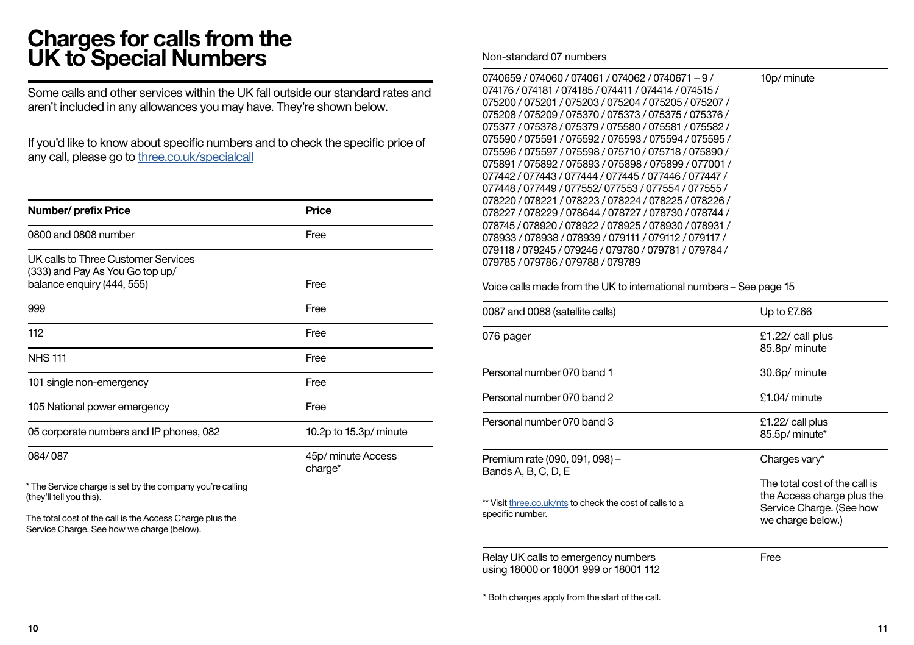# Charges for calls from the UK to Special Numbers

Some calls and other services within the UK fall outside our standard rates and aren't included in any allowances you may have. They're shown below.

If you'd like to know about specific numbers and to check the specific price of any call, please go to [three.co.uk/specialcall](three.co.uk/specialcall)

| Number/ prefix Price | Price |
|---|---|
| 0800 and 0808 number | Free |
| UK calls to Three Customer Services (333) and Pay As You Go top up/ balance enquiry (444, 555) | Free |
| 999 | Free |
| 112 | Free |
| NHS 111 | Free |
| 101 single non-emergency | Free |
| 105 National power emergency | Free |
| 05 corporate numbers and IP phones, 082 | 10.2p to 15.3p/ minute |
| 084/ 087 | 45p/ minute Access charge* |

\* The Service charge is set by the company you're calling (they'll tell you this).

The total cost of the call is the Access Charge plus the Service Charge. See how we charge (below).

Non-standard 07 numbers

| | |
|---|---|
| 0740659 / 074060 / 074061 / 074062 / 0740671 – 9 / 074176 / 074181 / 074185 / 074411 / 074414 / 074515 / 075200 / 075201 / 075203 / 075204 / 075205 / 075207 / 075208 / 075209 / 075370 / 075373 / 075375 / 075376 / 075377 / 075378 / 075379 / 075580 / 075581 / 075582 / 075590 / 075591 / 075592 / 075593 / 075594 / 075595 / 075596 / 075597 / 075598 / 075710 / 075718 / 075890 / 075891 / 075892 / 075893 / 075898 / 075899 / 077001 / 077442 / 077443 / 077444 / 077445 / 077446 / 077447 / 077448 / 077449 / 077552/ 077553 / 077554 / 077555 / 078220 / 078221 / 078223 / 078224 / 078225 / 078226 / 078227 / 078229 / 078644 / 078727 / 078730 / 078744 / 078745 / 078920 / 078922 / 078925 / 078930 / 078931 / 078933 / 078938 / 078939 / 079111 / 079112 / 079117 / 079118 / 079245 / 079246 / 079780 / 079781 / 079784 / 079785 / 079786 / 079788 / 079789 | 10p/ minute |
| Voice calls made from the UK to international numbers – See page 15 | |
| 0087 and 0088 (satellite calls) | Up to £7.66 |
| 076 pager | £1.22/ call plus 85.8p/ minute |
| Personal number 070 band 1 | 30.6p/ minute |
| Personal number 070 band 2 | £1.04/ minute |
| Personal number 070 band 3 | £1.22/ call plus 85.5p/ minute* |
| Premium rate (090, 091, 098) – Bands A, B, C, D, E<br><br>** Visit [three.co.uk/nts](three.co.uk/nts) to check the cost of calls to a specific number. | Charges vary*<br><br>The total cost of the call is the Access charge plus the Service Charge. (See how we charge below.) |
| Relay UK calls to emergency numbers using 18000 or 18001 999 or 18001 112 | Free |

\* Both charges apply from the start of the call.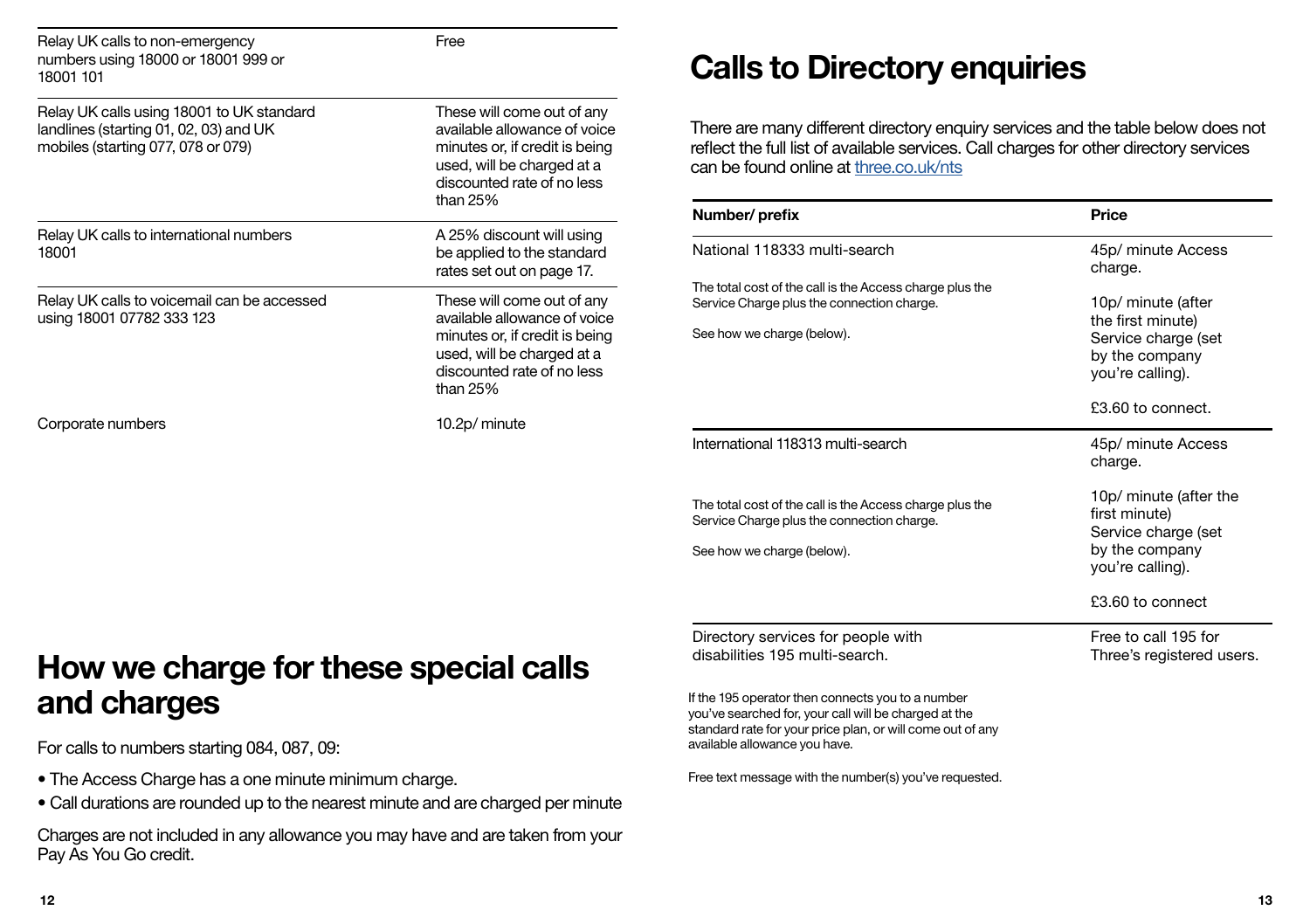| | |
|---|---|
| Relay UK calls to non-emergency numbers using 18000 or 18001 999 or 18001 101 | Free |
| Relay UK calls using 18001 to UK standard landlines (starting 01, 02, 03) and UK mobiles (starting 077, 078 or 079) | These will come out of any available allowance of voice minutes or, if credit is being used, will be charged at a discounted rate of no less than 25% |
| Relay UK calls to international numbers 18001 | A 25% discount will using be applied to the standard rates set out on page 17. |
| Relay UK calls to voicemail can be accessed using 18001 07782 333 123 | These will come out of any available allowance of voice minutes or, if credit is being used, will be charged at a discounted rate of no less than 25% |
| Corporate numbers | 10.2p/ minute |

# How we charge for these special calls and charges

For calls to numbers starting 084, 087, 09:

- The Access Charge has a one minute minimum charge.
- Call durations are rounded up to the nearest minute and are charged per minute

Charges are not included in any allowance you may have and are taken from your Pay As You Go credit.

# Calls to Directory enquiries

There are many different directory enquiry services and the table below does not reflect the full list of available services. Call charges for other directory services can be found online at three.co.uk/nts

| Number/ prefix | Price |
|---|---|
| National 118333 multi-search<br><br>The total cost of the call is the Access charge plus the Service Charge plus the connection charge.<br><br>See how we charge (below). | 45p/ minute Access charge.<br><br>10p/ minute (after the first minute) Service charge (set by the company you're calling).<br><br>£3.60 to connect. |
| International 118313 multi-search<br><br>The total cost of the call is the Access charge plus the Service Charge plus the connection charge.<br><br>See how we charge (below). | 45p/ minute Access charge.<br><br>10p/ minute (after the first minute) Service charge (set by the company you're calling).<br><br>£3.60 to connect |
| Directory services for people with disabilities 195 multi-search. | Free to call 195 for Three's registered users. |

If the 195 operator then connects you to a number you've searched for, your call will be charged at the standard rate for your price plan, or will come out of any available allowance you have.

Free text message with the number(s) you've requested.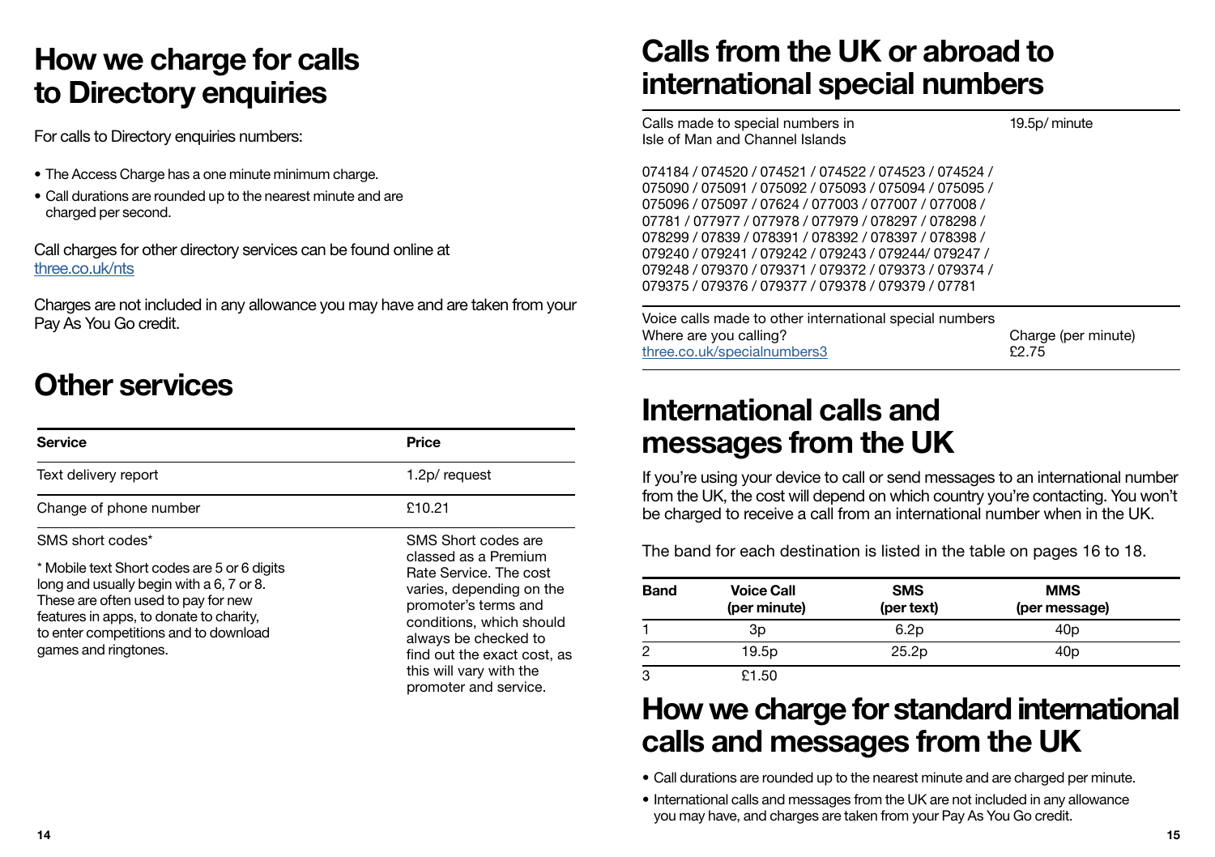# How we charge for calls to Directory enquiries

For calls to Directory enquiries numbers:

- The Access Charge has a one minute minimum charge.
- Call durations are rounded up to the nearest minute and are charged per second.

Call charges for other directory services can be found online at [three.co.uk/nts](three.co.uk/nts)

Charges are not included in any allowance you may have and are taken from your Pay As You Go credit.

# Other services

| Service | Price |
|---|---|
| Text delivery report | 1.2p/ request |
| Change of phone number | £10.21 |
| SMS short codes* <br><br> * Mobile text Short codes are 5 or 6 digits long and usually begin with a 6, 7 or 8. These are often used to pay for new features in apps, to donate to charity, to enter competitions and to download games and ringtones. | SMS Short codes are classed as a Premium Rate Service. The cost varies, depending on the promoter's terms and conditions, which should always be checked to find out the exact cost, as this will vary with the promoter and service. |

# Calls from the UK or abroad to international special numbers

| | |
|---|---|
| Calls made to special numbers in Isle of Man and Channel Islands <br><br> 074184 / 074520 / 074521 / 074522 / 074523 / 074524 / 075090 / 075091 / 075092 / 075093 / 075094 / 075095 / 075096 / 075097 / 07624 / 077003 / 077007 / 077008 / 07781 / 077977 / 077978 / 077979 / 078297 / 078298 / 078299 / 07839 / 078391 / 078392 / 078397 / 078398 / 079240 / 079241 / 079242 / 079243 / 079244/ 079247 / 079248 / 079370 / 079371 / 079372 / 079373 / 079374 / 079375 / 079376 / 079377 / 079378 / 079379 / 07781 | 19.5p/ minute |
| Voice calls made to other international special numbers <br> Where are you calling? <br> [three.co.uk/specialnumbers3](three.co.uk/specialnumbers3) | Charge (per minute) <br> £2.75 |

# International calls and messages from the UK

If you're using your device to call or send messages to an international number from the UK, the cost will depend on which country you're contacting. You won't be charged to receive a call from an international number when in the UK.

The band for each destination is listed in the table on pages 16 to 18.

| Band | Voice Call (per minute) | SMS (per text) | MMS (per message) |
|---|---|---|---|
| 1 | 3p | 6.2p | 40p |
| 2 | 19.5p | 25.2p | 40p |
| 3 | £1.50 | | |

# How we charge for standard international calls and messages from the UK

- Call durations are rounded up to the nearest minute and are charged per minute.
- International calls and messages from the UK are not included in any allowance you may have, and charges are taken from your Pay As You Go credit.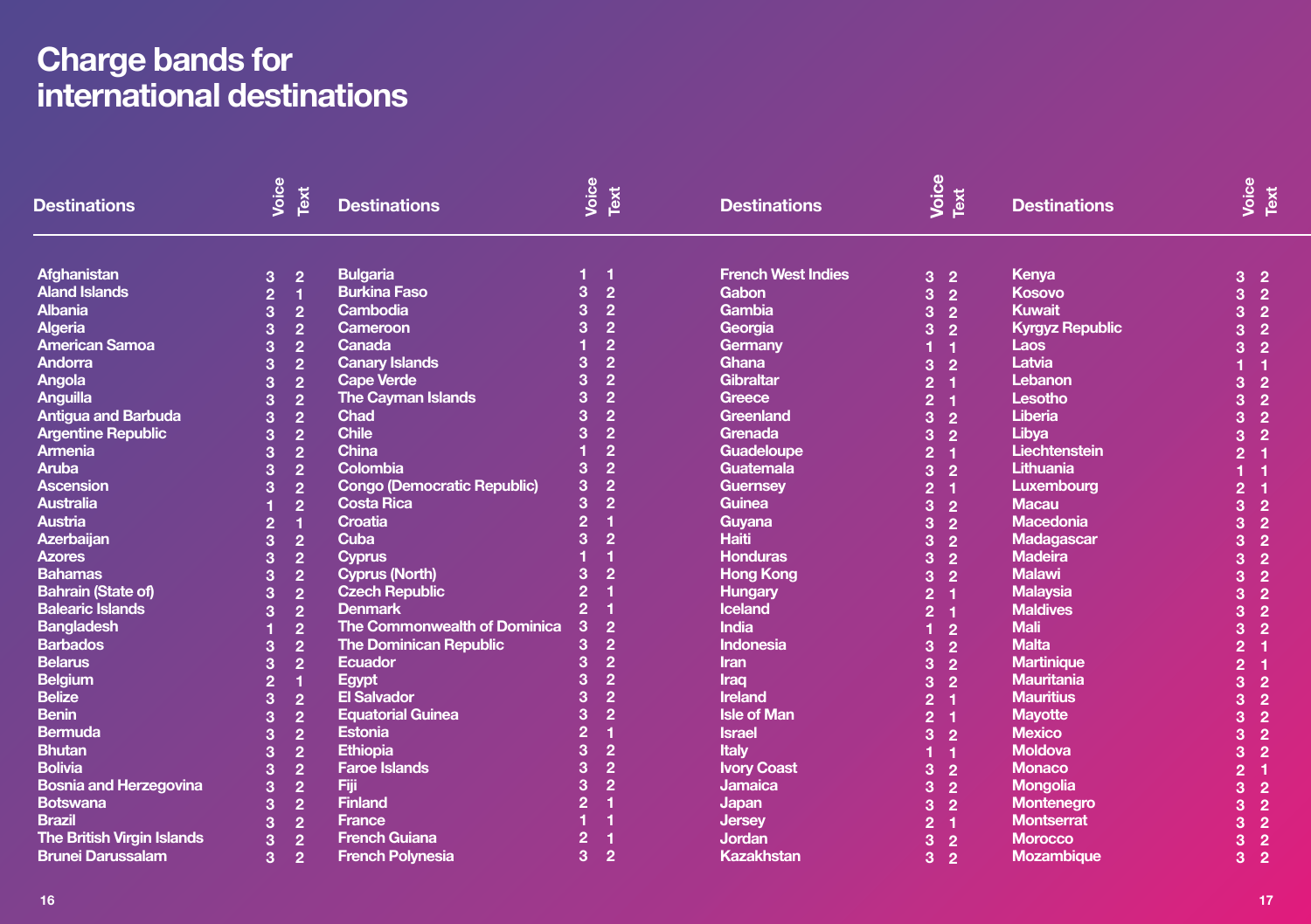# Charge bands for international destinations

| Destinations | Voice | Text |
|---|---|---|
| Afghanistan | 3 | 2 |
| Aland Islands | 2 | 1 |
| Albania | 3 | 2 |
| Algeria | 3 | 2 |
| American Samoa | 3 | 2 |
| Andorra | 3 | 2 |
| Angola | 3 | 2 |
| Anguilla | 3 | 2 |
| Antigua and Barbuda | 3 | 2 |
| Argentine Republic | 3 | 2 |
| Armenia | 3 | 2 |
| Aruba | 3 | 2 |
| Ascension | 3 | 2 |
| Australia | 1 | 2 |
| Austria | 2 | 1 |
| Azerbaijan | 3 | 2 |
| Azores | 3 | 2 |
| Bahamas | 3 | 2 |
| Bahrain (State of) | 3 | 2 |
| Balearic Islands | 3 | 2 |
| Bangladesh | 1 | 2 |
| Barbados | 3 | 2 |
| Belarus | 3 | 2 |
| Belgium | 2 | 1 |
| Belize | 3 | 2 |
| Benin | 3 | 2 |
| Bermuda | 3 | 2 |
| Bhutan | 3 | 2 |
| Bolivia | 3 | 2 |
| Bosnia and Herzegovina | 3 | 2 |
| Botswana | 3 | 2 |
| Brazil | 3 | 2 |
| The British Virgin Islands | 3 | 2 |
| Brunei Darussalam | 3 | 2 |
| Bulgaria | 1 | 1 |
| Burkina Faso | 3 | 2 |
| Cambodia | 3 | 2 |
| Cameroon | 3 | 2 |
| Canada | 1 | 2 |
| Canary Islands | 3 | 2 |
| Cape Verde | 3 | 2 |
| The Cayman Islands | 3 | 2 |
| Chad | 3 | 2 |
| Chile | 3 | 2 |
| China | 1 | 2 |
| Colombia | 3 | 2 |
| Congo (Democratic Republic) | 3 | 2 |
| Costa Rica | 3 | 2 |
| Croatia | 2 | 1 |
| Cuba | 3 | 2 |
| Cyprus | 1 | 1 |
| Cyprus (North) | 3 | 2 |
| Czech Republic | 2 | 1 |
| Denmark | 2 | 1 |
| The Commonwealth of Dominica | 3 | 2 |
| The Dominican Republic | 3 | 2 |
| Ecuador | 3 | 2 |
| Egypt | 3 | 2 |
| El Salvador | 3 | 2 |
| Equatorial Guinea | 3 | 2 |
| Estonia | 2 | 1 |
| Ethiopia | 3 | 2 |
| Faroe Islands | 3 | 2 |
| Fiji | 3 | 2 |
| Finland | 2 | 1 |
| France | 1 | 1 |
| French Guiana | 2 | 1 |
| French Polynesia | 3 | 2 |
| French West Indies | 3 | 2 |
| Gabon | 3 | 2 |
| Gambia | 3 | 2 |
| Georgia | 3 | 2 |
| Germany | 1 | 1 |
| Ghana | 3 | 2 |
| Gibraltar | 2 | 1 |
| Greece | 2 | 1 |
| Greenland | 3 | 2 |
| Grenada | 3 | 2 |
| Guadeloupe | 2 | 1 |
| Guatemala | 3 | 2 |
| Guernsey | 2 | 1 |
| Guinea | 3 | 2 |
| Guyana | 3 | 2 |
| Haiti | 3 | 2 |
| Honduras | 3 | 2 |
| Hong Kong | 3 | 2 |
| Hungary | 2 | 1 |
| Iceland | 2 | 1 |
| India | 1 | 2 |
| Indonesia | 3 | 2 |
| Iran | 3 | 2 |
| Iraq | 3 | 2 |
| Ireland | 2 | 1 |
| Isle of Man | 2 | 1 |
| Israel | 3 | 2 |
| Italy | 1 | 1 |
| Ivory Coast | 3 | 2 |
| Jamaica | 3 | 2 |
| Japan | 3 | 2 |
| Jersey | 2 | 1 |
| Jordan | 3 | 2 |
| Kazakhstan | 3 | 2 |
| Kenya | 3 | 2 |
| Kosovo | 3 | 2 |
| Kuwait | 3 | 2 |
| Kyrgyz Republic | 3 | 2 |
| Laos | 3 | 2 |
| Latvia | 1 | 1 |
| Lebanon | 3 | 2 |
| Lesotho | 3 | 2 |
| Liberia | 3 | 2 |
| Libya | 3 | 2 |
| Liechtenstein | 2 | 1 |
| Lithuania | 1 | 1 |
| Luxembourg | 2 | 1 |
| Macau | 3 | 2 |
| Macedonia | 3 | 2 |
| Madagascar | 3 | 2 |
| Madeira | 3 | 2 |
| Malawi | 3 | 2 |
| Malaysia | 3 | 2 |
| Maldives | 3 | 2 |
| Mali | 3 | 2 |
| Malta | 2 | 1 |
| Martinique | 2 | 1 |
| Mauritania | 3 | 2 |
| Mauritius | 3 | 2 |
| Mayotte | 3 | 2 |
| Mexico | 3 | 2 |
| Moldova | 3 | 2 |
| Monaco | 2 | 1 |
| Mongolia | 3 | 2 |
| Montenegro | 3 | 2 |
| Montserrat | 3 | 2 |
| Morocco | 3 | 2 |
| Mozambique | 3 | 2 |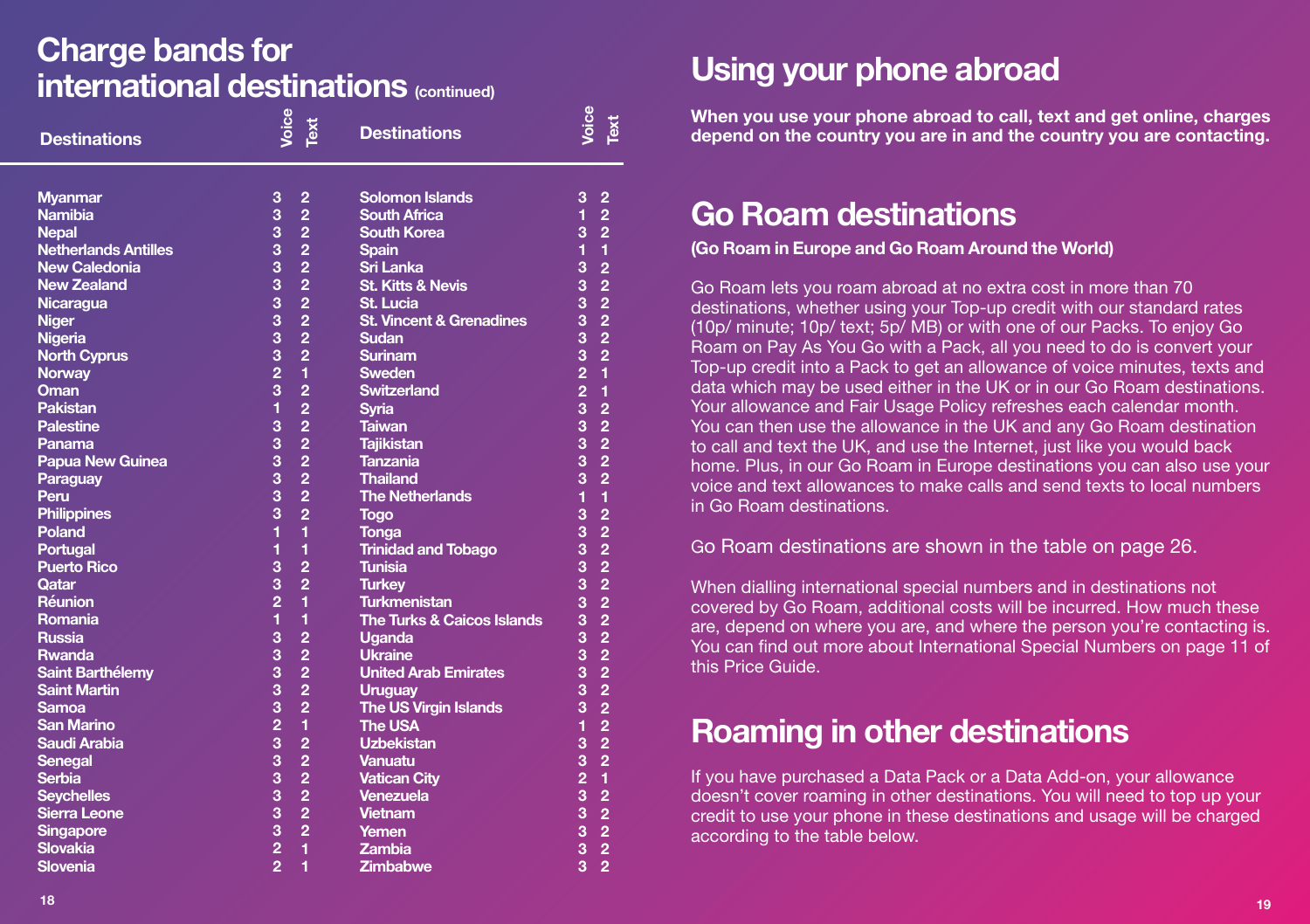# Charge bands for international destinations (continued)

| Destinations | Voice | Text |
|---|---|---|
| Myanmar | 3 | 2 |
| Namibia | 3 | 2 |
| Nepal | 3 | 2 |
| Netherlands Antilles | 3 | 2 |
| New Caledonia | 3 | 2 |
| New Zealand | 3 | 2 |
| Nicaragua | 3 | 2 |
| Niger | 3 | 2 |
| Nigeria | 3 | 2 |
| North Cyprus | 3 | 2 |
| Norway | 2 | 1 |
| Oman | 3 | 2 |
| Pakistan | 1 | 2 |
| Palestine | 3 | 2 |
| Panama | 3 | 2 |
| Papua New Guinea | 3 | 2 |
| Paraguay | 3 | 2 |
| Peru | 3 | 2 |
| Philippines | 3 | 2 |
| Poland | 1 | 1 |
| Portugal | 1 | 1 |
| Puerto Rico | 3 | 2 |
| Qatar | 3 | 2 |
| Réunion | 2 | 1 |
| Romania | 1 | 1 |
| Russia | 3 | 2 |
| Rwanda | 3 | 2 |
| Saint Barthélemy | 3 | 2 |
| Saint Martin | 3 | 2 |
| Samoa | 3 | 2 |
| San Marino | 2 | 1 |
| Saudi Arabia | 3 | 2 |
| Senegal | 3 | 2 |
| Serbia | 3 | 2 |
| Seychelles | 3 | 2 |
| Sierra Leone | 3 | 2 |
| Singapore | 3 | 2 |
| Slovakia | 2 | 1 |
| Slovenia | 2 | 1 |
| Solomon Islands | 3 | 2 |
| South Africa | 1 | 2 |
| South Korea | 3 | 2 |
| Spain | 1 | 1 |
| Sri Lanka | 3 | 2 |
| St. Kitts & Nevis | 3 | 2 |
| St. Lucia | 3 | 2 |
| St. Vincent & Grenadines | 3 | 2 |
| Sudan | 3 | 2 |
| Surinam | 3 | 2 |
| Sweden | 2 | 1 |
| Switzerland | 2 | 1 |
| Syria | 3 | 2 |
| Taiwan | 3 | 2 |
| Tajikistan | 3 | 2 |
| Tanzania | 3 | 2 |
| Thailand | 3 | 2 |
| The Netherlands | 1 | 1 |
| Togo | 3 | 2 |
| Tonga | 3 | 2 |
| Trinidad and Tobago | 3 | 2 |
| Tunisia | 3 | 2 |
| Turkey | 3 | 2 |
| Turkmenistan | 3 | 2 |
| The Turks & Caicos Islands | 3 | 2 |
| Uganda | 3 | 2 |
| Ukraine | 3 | 2 |
| United Arab Emirates | 3 | 2 |
| Uruguay | 3 | 2 |
| The US Virgin Islands | 3 | 2 |
| The USA | 1 | 2 |
| Uzbekistan | 3 | 2 |
| Vanuatu | 3 | 2 |
| Vatican City | 2 | 1 |
| Venezuela | 3 | 2 |
| Vietnam | 3 | 2 |
| Yemen | 3 | 2 |
| Zambia | 3 | 2 |
| Zimbabwe | 3 | 2 |

# Using your phone abroad

**When you use your phone abroad to call, text and get online, charges depend on the country you are in and the country you are contacting.**

## Go Roam destinations

**(Go Roam in Europe and Go Roam Around the World)**

Go Roam lets you roam abroad at no extra cost in more than 70 destinations, whether using your Top-up credit with our standard rates (10p/ minute; 10p/ text; 5p/ MB) or with one of our Packs. To enjoy Go Roam on Pay As You Go with a Pack, all you need to do is convert your Top-up credit into a Pack to get an allowance of voice minutes, texts and data which may be used either in the UK or in our Go Roam destinations. Your allowance and Fair Usage Policy refreshes each calendar month. You can then use the allowance in the UK and any Go Roam destination to call and text the UK, and use the Internet, just like you would back home. Plus, in our Go Roam in Europe destinations you can also use your voice and text allowances to make calls and send texts to local numbers in Go Roam destinations.

Go Roam destinations are shown in the table on page 26.

When dialling international special numbers and in destinations not covered by Go Roam, additional costs will be incurred. How much these are, depend on where you are, and where the person you're contacting is. You can find out more about International Special Numbers on page 11 of this Price Guide.

## Roaming in other destinations

If you have purchased a Data Pack or a Data Add-on, your allowance doesn't cover roaming in other destinations. You will need to top up your credit to use your phone in these destinations and usage will be charged according to the table below.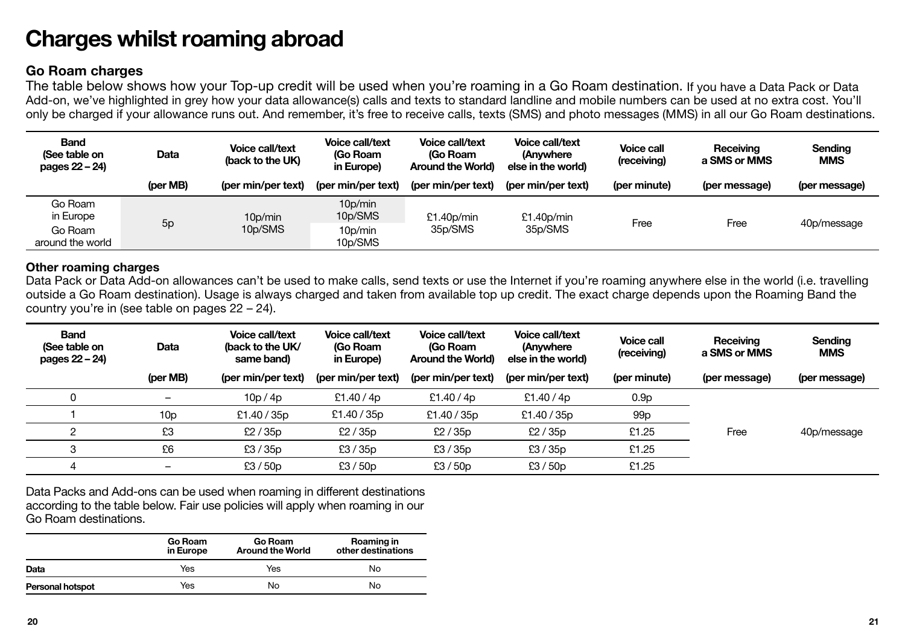# Charges whilst roaming abroad

### Go Roam charges

The table below shows how your Top-up credit will be used when you're roaming in a Go Roam destination. If you have a Data Pack or Data Add-on, we've highlighted in grey how your data allowance(s) calls and texts to standard landline and mobile numbers can be used at no extra cost. You'll only be charged if your allowance runs out. And remember, it's free to receive calls, texts (SMS) and photo messages (MMS) in all our Go Roam destinations.

| Band (See table on pages 22 – 24) | Data | Voice call/text (back to the UK) | Voice call/text (Go Roam in Europe) | Voice call/text (Go Roam Around the World) | Voice call/text (Anywhere else in the world) | Voice call (receiving) | Receiving a SMS or MMS | Sending MMS |
|---|---|---|---|---|---|---|---|---|
| | (per MB) | (per min/per text) | (per min/per text) | (per min/per text) | (per min/per text) | (per minute) | (per message) | (per message) |
| Go Roam in Europe | 5p | 10p/min 10p/SMS | 10p/min 10p/SMS | £1.40p/min 35p/SMS | £1.40p/min 35p/SMS | Free | Free | 40p/message |
| Go Roam around the world | 5p | 10p/min 10p/SMS | 10p/min 10p/SMS | £1.40p/min 35p/SMS | £1.40p/min 35p/SMS | Free | Free | 40p/message |

### Other roaming charges

Data Pack or Data Add-on allowances can't be used to make calls, send texts or use the Internet if you're roaming anywhere else in the world (i.e. travelling outside a Go Roam destination). Usage is always charged and taken from available top up credit. The exact charge depends upon the Roaming Band the country you're in (see table on pages 22 – 24).

| Band (See table on pages 22 – 24) | Data | Voice call/text (back to the UK/ same band) | Voice call/text (Go Roam in Europe) | Voice call/text (Go Roam Around the World) | Voice call/text (Anywhere else in the world) | Voice call (receiving) | Receiving a SMS or MMS | Sending MMS |
|---|---|---|---|---|---|---|---|---|
| | (per MB) | (per min/per text) | (per min/per text) | (per min/per text) | (per min/per text) | (per minute) | (per message) | (per message) |
| 0 | – | 10p / 4p | £1.40 / 4p | £1.40 / 4p | £1.40 / 4p | 0.9p | Free | 40p/message |
| 1 | 10p | £1.40 / 35p | £1.40 / 35p | £1.40 / 35p | £1.40 / 35p | 99p | Free | 40p/message |
| 2 | £3 | £2 / 35p | £2 / 35p | £2 / 35p | £2 / 35p | £1.25 | Free | 40p/message |
| 3 | £6 | £3 / 35p | £3 / 35p | £3 / 35p | £3 / 35p | £1.25 | Free | 40p/message |
| 4 | – | £3 / 50p | £3 / 50p | £3 / 50p | £3 / 50p | £1.25 | Free | 40p/message |

Data Packs and Add-ons can be used when roaming in different destinations according to the table below. Fair use policies will apply when roaming in our Go Roam destinations.

| | Go Roam in Europe | Go Roam Around the World | Roaming in other destinations |
|---|---|---|---|
| **Data** | Yes | Yes | No |
| **Personal hotspot** | Yes | No | No |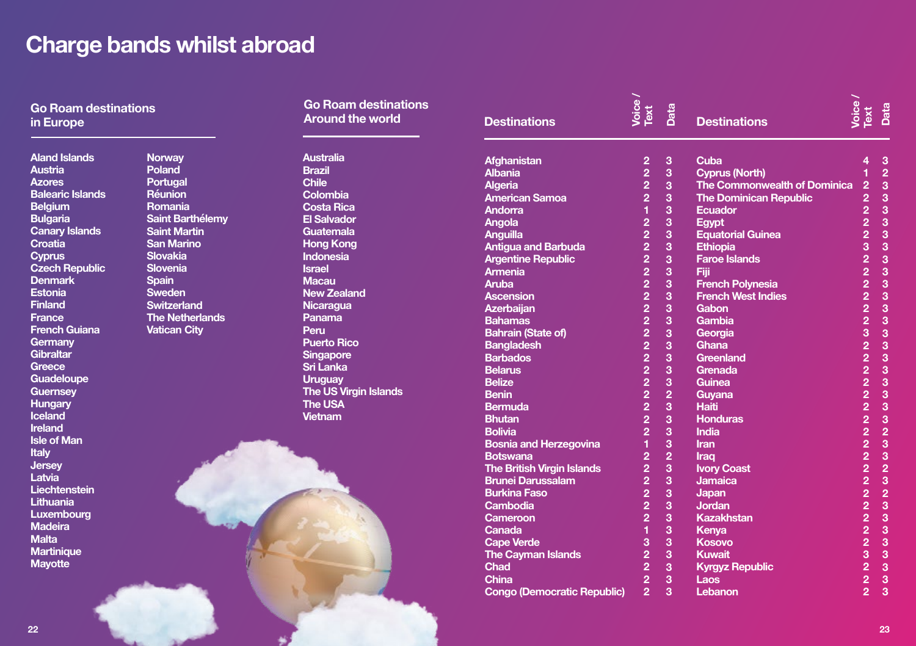# Charge bands whilst abroad

### Go Roam destinations in Europe

Aland Islands
Austria
Azores
Balearic Islands
Belgium
Bulgaria
Canary Islands
Croatia
Cyprus
Czech Republic
Denmark
Estonia
Finland
France
French Guiana
Germany
Gibraltar
Greece
Guadeloupe
Guernsey
Hungary
Iceland
Ireland
Isle of Man
Italy
Jersey
Latvia
Liechtenstein
Lithuania
Luxembourg
Madeira
Malta
Martinique
Mayotte
Norway
Poland
Portugal
Réunion
Romania
Saint Barthélemy
Saint Martin
San Marino
Slovakia
Slovenia
Spain
Sweden
Switzerland
The Netherlands
Vatican City

### Go Roam destinations Around the world

Australia
Brazil
Chile
Colombia
Costa Rica
El Salvador
Guatemala
Hong Kong
Indonesia
Israel
Macau
New Zealand
Nicaragua
Panama
Peru
Puerto Rico
Singapore
Sri Lanka
Uruguay
The US Virgin Islands
The USA
Vietnam

| Destinations | Voice / Text | Data |
|---|---|---|
| Afghanistan | 2 | 3 |
| Albania | 2 | 3 |
| Algeria | 2 | 3 |
| American Samoa | 2 | 3 |
| Andorra | 1 | 3 |
| Angola | 2 | 3 |
| Anguilla | 2 | 3 |
| Antigua and Barbuda | 2 | 3 |
| Argentine Republic | 2 | 3 |
| Armenia | 2 | 3 |
| Aruba | 2 | 3 |
| Ascension | 2 | 3 |
| Azerbaijan | 2 | 3 |
| Bahamas | 2 | 3 |
| Bahrain (State of) | 2 | 3 |
| Bangladesh | 2 | 3 |
| Barbados | 2 | 3 |
| Belarus | 2 | 3 |
| Belize | 2 | 3 |
| Benin | 2 | 2 |
| Bermuda | 2 | 3 |
| Bhutan | 2 | 3 |
| Bolivia | 2 | 3 |
| Bosnia and Herzegovina | 1 | 3 |
| Botswana | 2 | 2 |
| The British Virgin Islands | 2 | 3 |
| Brunei Darussalam | 2 | 3 |
| Burkina Faso | 2 | 3 |
| Cambodia | 2 | 3 |
| Cameroon | 2 | 3 |
| Canada | 1 | 3 |
| Cape Verde | 3 | 3 |
| The Cayman Islands | 2 | 3 |
| Chad | 2 | 3 |
| China | 2 | 3 |
| Congo (Democratic Republic) | 2 | 3 |

| Destinations | Voice / Text | Data |
|---|---|---|
| Cuba | 4 | 3 |
| Cyprus (North) | 1 | 2 |
| The Commonwealth of Dominica | 2 | 3 |
| The Dominican Republic | 2 | 3 |
| Ecuador | 2 | 3 |
| Egypt | 2 | 3 |
| Equatorial Guinea | 2 | 3 |
| Ethiopia | 3 | 3 |
| Faroe Islands | 2 | 3 |
| Fiji | 2 | 3 |
| French Polynesia | 2 | 3 |
| French West Indies | 2 | 3 |
| Gabon | 2 | 3 |
| Gambia | 2 | 3 |
| Georgia | 3 | 3 |
| Ghana | 2 | 3 |
| Greenland | 2 | 3 |
| Grenada | 2 | 3 |
| Guinea | 2 | 3 |
| Guyana | 2 | 3 |
| Haiti | 2 | 3 |
| Honduras | 2 | 3 |
| India | 2 | 2 |
| Iran | 2 | 3 |
| Iraq | 2 | 3 |
| Ivory Coast | 2 | 2 |
| Jamaica | 2 | 3 |
| Japan | 2 | 2 |
| Jordan | 2 | 3 |
| Kazakhstan | 2 | 3 |
| Kenya | 2 | 3 |
| Kosovo | 2 | 3 |
| Kuwait | 3 | 3 |
| Kyrgyz Republic | 2 | 3 |
| Laos | 2 | 3 |
| Lebanon | 2 | 3 |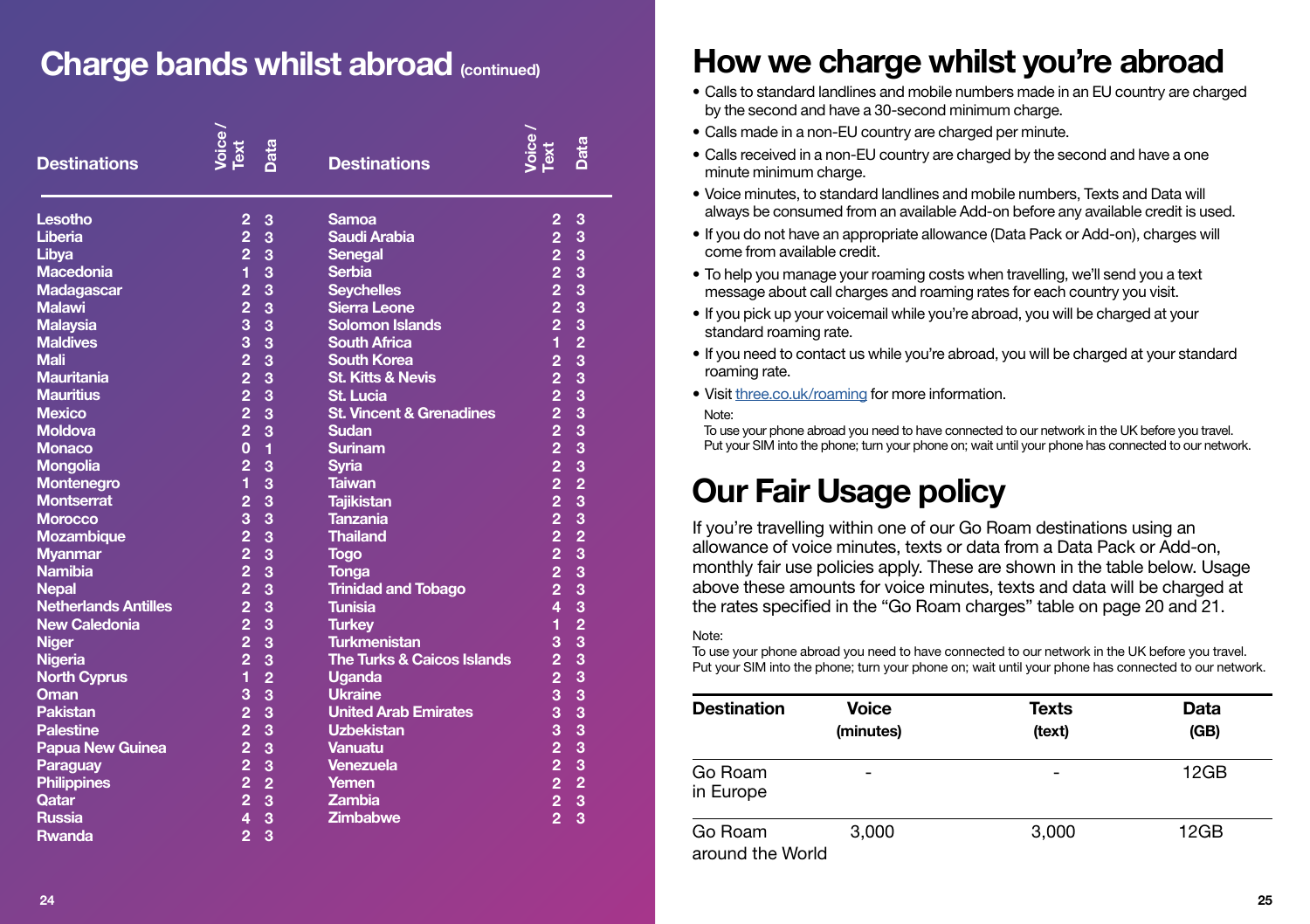# Charge bands whilst abroad (continued)

| Destinations | Voice / Text | Data |
|---|---|---|
| Lesotho | 2 | 3 |
| Liberia | 2 | 3 |
| Libya | 2 | 3 |
| Macedonia | 1 | 3 |
| Madagascar | 2 | 3 |
| Malawi | 2 | 3 |
| Malaysia | 3 | 3 |
| Maldives | 3 | 3 |
| Mali | 2 | 3 |
| Mauritania | 2 | 3 |
| Mauritius | 2 | 3 |
| Mexico | 2 | 3 |
| Moldova | 2 | 3 |
| Monaco | 0 | 1 |
| Mongolia | 2 | 3 |
| Montenegro | 1 | 3 |
| Montserrat | 2 | 3 |
| Morocco | 3 | 3 |
| Mozambique | 2 | 3 |
| Myanmar | 2 | 3 |
| Namibia | 2 | 3 |
| Nepal | 2 | 3 |
| Netherlands Antilles | 2 | 3 |
| New Caledonia | 2 | 3 |
| Niger | 2 | 3 |
| Nigeria | 2 | 3 |
| North Cyprus | 1 | 2 |
| Oman | 3 | 3 |
| Pakistan | 2 | 3 |
| Palestine | 2 | 3 |
| Papua New Guinea | 2 | 3 |
| Paraguay | 2 | 3 |
| Philippines | 2 | 2 |
| Qatar | 2 | 3 |
| Russia | 4 | 3 |
| Rwanda | 2 | 3 |
| Samoa | 2 | 3 |
| Saudi Arabia | 2 | 3 |
| Senegal | 2 | 3 |
| Serbia | 2 | 3 |
| Seychelles | 2 | 3 |
| Sierra Leone | 2 | 3 |
| Solomon Islands | 2 | 3 |
| South Africa | 1 | 2 |
| South Korea | 2 | 3 |
| St. Kitts & Nevis | 2 | 3 |
| St. Lucia | 2 | 3 |
| St. Vincent & Grenadines | 2 | 3 |
| Sudan | 2 | 3 |
| Surinam | 2 | 3 |
| Syria | 2 | 3 |
| Taiwan | 2 | 2 |
| Tajikistan | 2 | 3 |
| Tanzania | 2 | 3 |
| Thailand | 2 | 2 |
| Togo | 2 | 3 |
| Tonga | 2 | 3 |
| Trinidad and Tobago | 2 | 3 |
| Tunisia | 4 | 3 |
| Turkey | 1 | 2 |
| Turkmenistan | 3 | 3 |
| The Turks & Caicos Islands | 2 | 3 |
| Uganda | 2 | 3 |
| Ukraine | 3 | 3 |
| United Arab Emirates | 3 | 3 |
| Uzbekistan | 3 | 3 |
| Vanuatu | 2 | 3 |
| Venezuela | 2 | 3 |
| Yemen | 2 | 2 |
| Zambia | 2 | 3 |
| Zimbabwe | 2 | 3 |

# How we charge whilst you're abroad

- Calls to standard landlines and mobile numbers made in an EU country are charged by the second and have a 30-second minimum charge.
- Calls made in a non-EU country are charged per minute.
- Calls received in a non-EU country are charged by the second and have a one minute minimum charge.
- Voice minutes, to standard landlines and mobile numbers, Texts and Data will always be consumed from an available Add-on before any available credit is used.
- If you do not have an appropriate allowance (Data Pack or Add-on), charges will come from available credit.
- To help you manage your roaming costs when travelling, we'll send you a text message about call charges and roaming rates for each country you visit.
- If you pick up your voicemail while you're abroad, you will be charged at your standard roaming rate.
- If you need to contact us while you're abroad, you will be charged at your standard roaming rate.
- Visit three.co.uk/roaming for more information.

Note:
To use your phone abroad you need to have connected to our network in the UK before you travel. Put your SIM into the phone; turn your phone on; wait until your phone has connected to our network.

# Our Fair Usage policy

If you're travelling within one of our Go Roam destinations using an allowance of voice minutes, texts or data from a Data Pack or Add-on, monthly fair use policies apply. These are shown in the table below. Usage above these amounts for voice minutes, texts and data will be charged at the rates specified in the "Go Roam charges" table on page 20 and 21.

Note:
To use your phone abroad you need to have connected to our network in the UK before you travel. Put your SIM into the phone; turn your phone on; wait until your phone has connected to our network.

| Destination | Voice (minutes) | Texts (text) | Data (GB) |
|---|---|---|---|
| Go Roam in Europe | - | - | 12GB |
| Go Roam around the World | 3,000 | 3,000 | 12GB |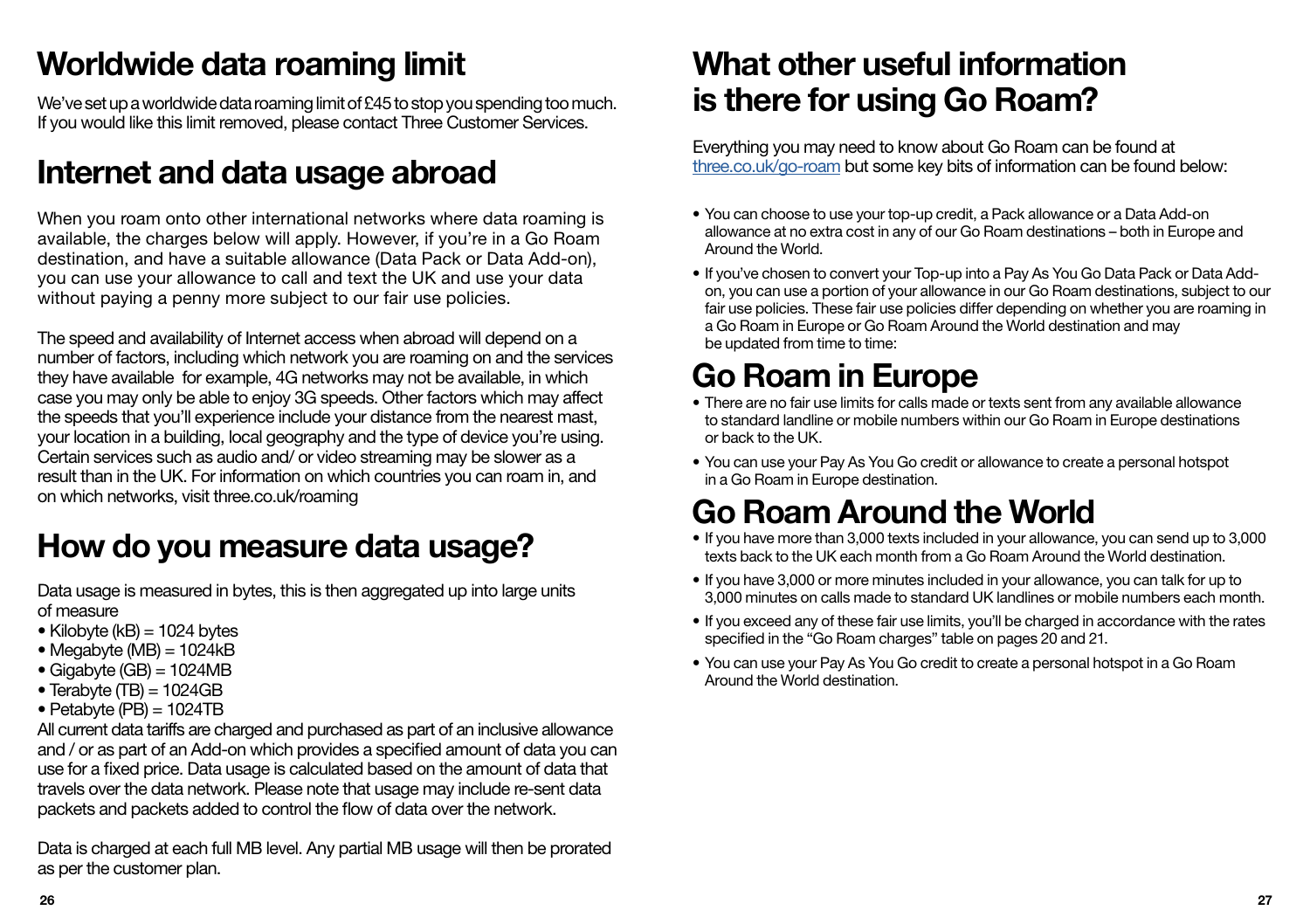# Worldwide data roaming limit

We've set up a worldwide data roaming limit of £45 to stop you spending too much. If you would like this limit removed, please contact Three Customer Services.

# Internet and data usage abroad

When you roam onto other international networks where data roaming is available, the charges below will apply. However, if you're in a Go Roam destination, and have a suitable allowance (Data Pack or Data Add-on), you can use your allowance to call and text the UK and use your data without paying a penny more subject to our fair use policies.

The speed and availability of Internet access when abroad will depend on a number of factors, including which network you are roaming on and the services they have available for example, 4G networks may not be available, in which case you may only be able to enjoy 3G speeds. Other factors which may affect the speeds that you'll experience include your distance from the nearest mast, your location in a building, local geography and the type of device you're using. Certain services such as audio and/ or video streaming may be slower as a result than in the UK. For information on which countries you can roam in, and on which networks, visit three.co.uk/roaming

# How do you measure data usage?

Data usage is measured in bytes, this is then aggregated up into large units of measure

- Kilobyte (kB) = 1024 bytes
- Megabyte (MB) = 1024kB
- Gigabyte (GB) = 1024MB
- Terabyte (TB) = 1024GB
- Petabyte (PB) = 1024TB

All current data tariffs are charged and purchased as part of an inclusive allowance and / or as part of an Add-on which provides a specified amount of data you can use for a fixed price. Data usage is calculated based on the amount of data that travels over the data network. Please note that usage may include re-sent data packets and packets added to control the flow of data over the network.

Data is charged at each full MB level. Any partial MB usage will then be prorated as per the customer plan.

# What other useful information is there for using Go Roam?

Everything you may need to know about Go Roam can be found at three.co.uk/go-roam but some key bits of information can be found below:

- You can choose to use your top-up credit, a Pack allowance or a Data Add-on allowance at no extra cost in any of our Go Roam destinations – both in Europe and Around the World.
- If you've chosen to convert your Top-up into a Pay As You Go Data Pack or Data Add-on, you can use a portion of your allowance in our Go Roam destinations, subject to our fair use policies. These fair use policies differ depending on whether you are roaming in a Go Roam in Europe or Go Roam Around the World destination and may be updated from time to time:

# Go Roam in Europe

- There are no fair use limits for calls made or texts sent from any available allowance to standard landline or mobile numbers within our Go Roam in Europe destinations or back to the UK.
- You can use your Pay As You Go credit or allowance to create a personal hotspot in a Go Roam in Europe destination.

# Go Roam Around the World

- If you have more than 3,000 texts included in your allowance, you can send up to 3,000 texts back to the UK each month from a Go Roam Around the World destination.
- If you have 3,000 or more minutes included in your allowance, you can talk for up to 3,000 minutes on calls made to standard UK landlines or mobile numbers each month.
- If you exceed any of these fair use limits, you'll be charged in accordance with the rates specified in the "Go Roam charges" table on pages 20 and 21.
- You can use your Pay As You Go credit to create a personal hotspot in a Go Roam Around the World destination.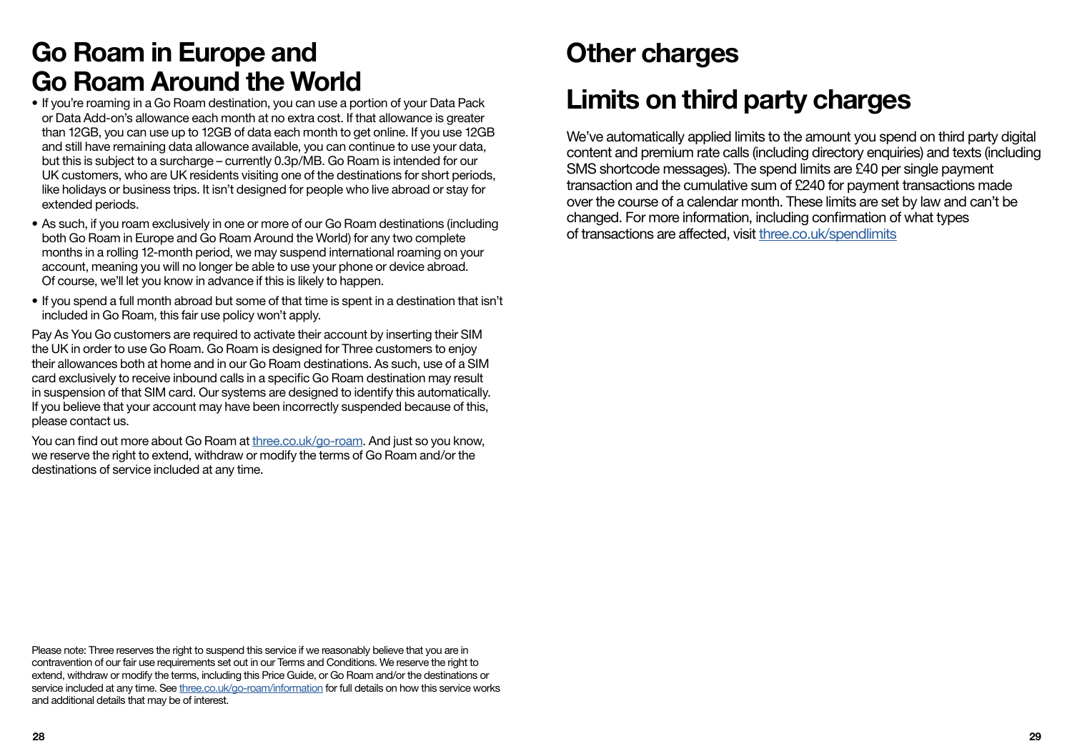# Go Roam in Europe and Go Roam Around the World

- If you're roaming in a Go Roam destination, you can use a portion of your Data Pack or Data Add-on's allowance each month at no extra cost. If that allowance is greater than 12GB, you can use up to 12GB of data each month to get online. If you use 12GB and still have remaining data allowance available, you can continue to use your data, but this is subject to a surcharge – currently 0.3p/MB. Go Roam is intended for our UK customers, who are UK residents visiting one of the destinations for short periods, like holidays or business trips. It isn't designed for people who live abroad or stay for extended periods.
- As such, if you roam exclusively in one or more of our Go Roam destinations (including both Go Roam in Europe and Go Roam Around the World) for any two complete months in a rolling 12-month period, we may suspend international roaming on your account, meaning you will no longer be able to use your phone or device abroad. Of course, we'll let you know in advance if this is likely to happen.
- If you spend a full month abroad but some of that time is spent in a destination that isn't included in Go Roam, this fair use policy won't apply.

Pay As You Go customers are required to activate their account by inserting their SIM the UK in order to use Go Roam. Go Roam is designed for Three customers to enjoy their allowances both at home and in our Go Roam destinations. As such, use of a SIM card exclusively to receive inbound calls in a specific Go Roam destination may result in suspension of that SIM card. Our systems are designed to identify this automatically. If you believe that your account may have been incorrectly suspended because of this, please contact us.

You can find out more about Go Roam at three.co.uk/go-roam. And just so you know, we reserve the right to extend, withdraw or modify the terms of Go Roam and/or the destinations of service included at any time.

Please note: Three reserves the right to suspend this service if we reasonably believe that you are in contravention of our fair use requirements set out in our Terms and Conditions. We reserve the right to extend, withdraw or modify the terms, including this Price Guide, or Go Roam and/or the destinations or service included at any time. See three.co.uk/go-roam/information for full details on how this service works and additional details that may be of interest.

# Other charges

# Limits on third party charges

We've automatically applied limits to the amount you spend on third party digital content and premium rate calls (including directory enquiries) and texts (including SMS shortcode messages). The spend limits are £40 per single payment transaction and the cumulative sum of £240 for payment transactions made over the course of a calendar month. These limits are set by law and can't be changed. For more information, including confirmation of what types of transactions are affected, visit three.co.uk/spendlimits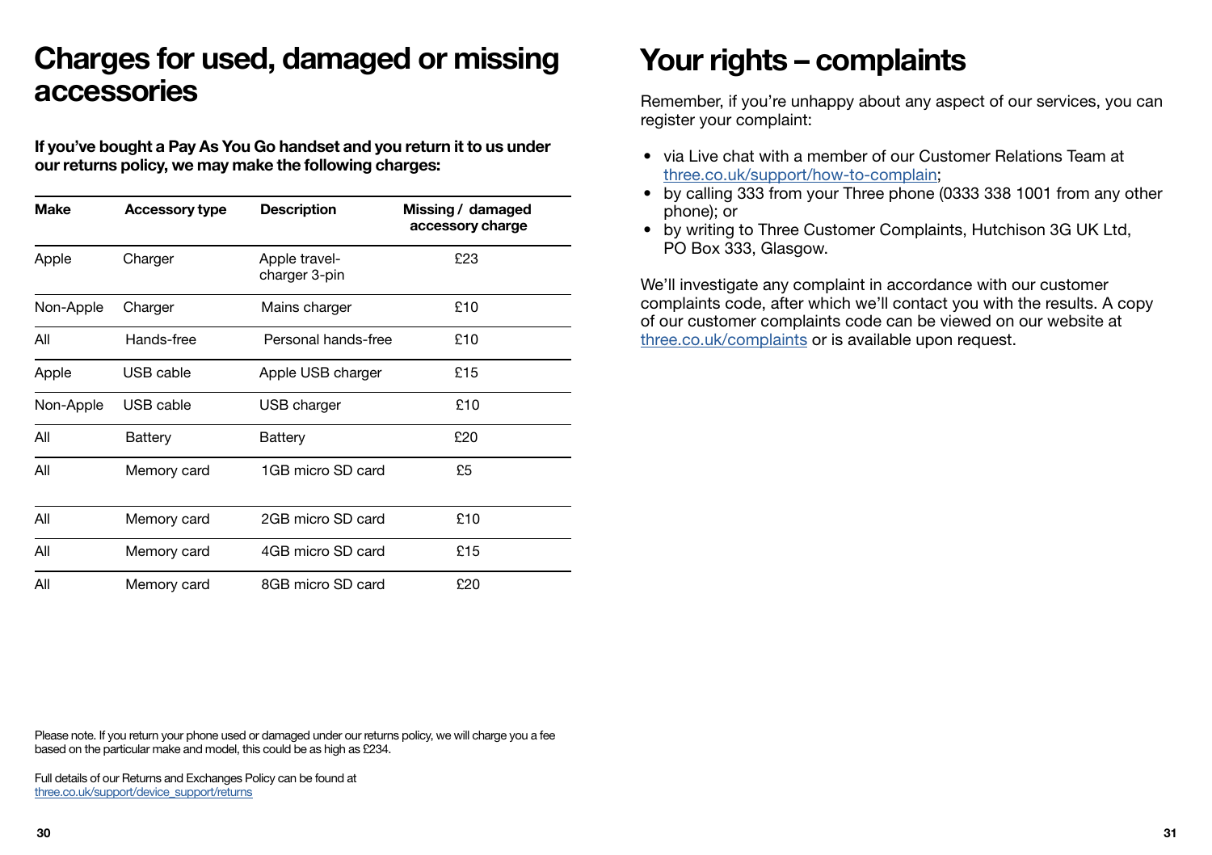# Charges for used, damaged or missing accessories

**If you've bought a Pay As You Go handset and you return it to us under our returns policy, we may make the following charges:**

| Make | Accessory type | Description | Missing / damaged accessory charge |
|---|---|---|---|
| Apple | Charger | Apple travel-charger 3-pin | £23 |
| Non-Apple | Charger | Mains charger | £10 |
| All | Hands-free | Personal hands-free | £10 |
| Apple | USB cable | Apple USB charger | £15 |
| Non-Apple | USB cable | USB charger | £10 |
| All | Battery | Battery | £20 |
| All | Memory card | 1GB micro SD card | £5 |
| All | Memory card | 2GB micro SD card | £10 |
| All | Memory card | 4GB micro SD card | £15 |
| All | Memory card | 8GB micro SD card | £20 |

Please note. If you return your phone used or damaged under our returns policy, we will charge you a fee based on the particular make and model, this could be as high as £234.

Full details of our Returns and Exchanges Policy can be found at three.co.uk/support/device_support/returns

# Your rights – complaints

Remember, if you're unhappy about any aspect of our services, you can register your complaint:

- via Live chat with a member of our Customer Relations Team at three.co.uk/support/how-to-complain;
- by calling 333 from your Three phone (0333 338 1001 from any other phone); or
- by writing to Three Customer Complaints, Hutchison 3G UK Ltd, PO Box 333, Glasgow.

We'll investigate any complaint in accordance with our customer complaints code, after which we'll contact you with the results. A copy of our customer complaints code can be viewed on our website at three.co.uk/complaints or is available upon request.